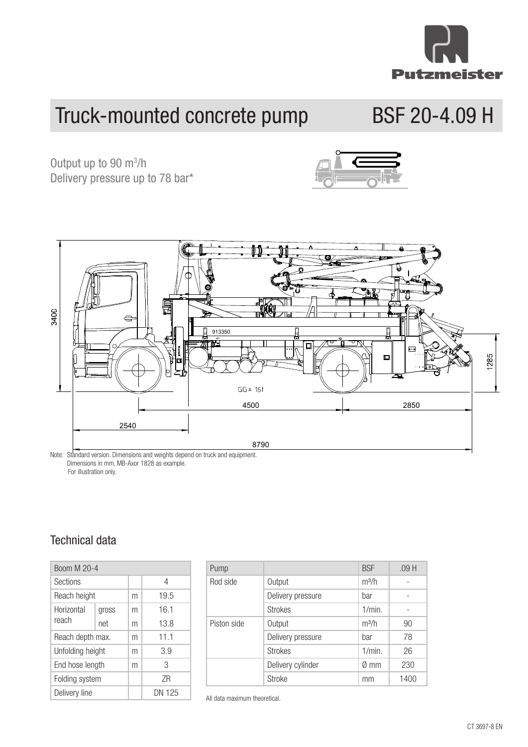Putzmeister

# Truck-mounted concrete pump BSF 20-4.09 H

Output up to 90 m³/h
Delivery pressure up to 78 bar*

Note: Standard version. Dimensions and weights depend on truck and equipment.
Dimensions in mm, MB-Axor 1828 as example.
For illustration only.

## Technical data

| Boom M 20-4 | | | |
|---|---|---|---|
| Sections | | | 4 |
| Reach height | | m | 19.5 |
| Horizontal reach | gross | m | 16.1 |
| | net | m | 13.8 |
| Reach depth max. | | m | 11.1 |
| Unfolding height | | m | 3.9 |
| End hose length | | m | 3 |
| Folding system | | | ZR |
| Delivery line | | | DN 125 |

| Pump | | BSF | .09 H |
|---|---|---|---|
| Rod side | Output | m³/h | - |
| | Delivery pressure | bar | - |
| | Strokes | 1/min. | - |
| Piston side | Output | m³/h | 90 |
| | Delivery pressure | bar | 78 |
| | Strokes | 1/min. | 26 |
| | Delivery cylinder | Ø mm | 230 |
| | Stroke | mm | 1400 |

All data maximum theoretical.

CT 3697-8 EN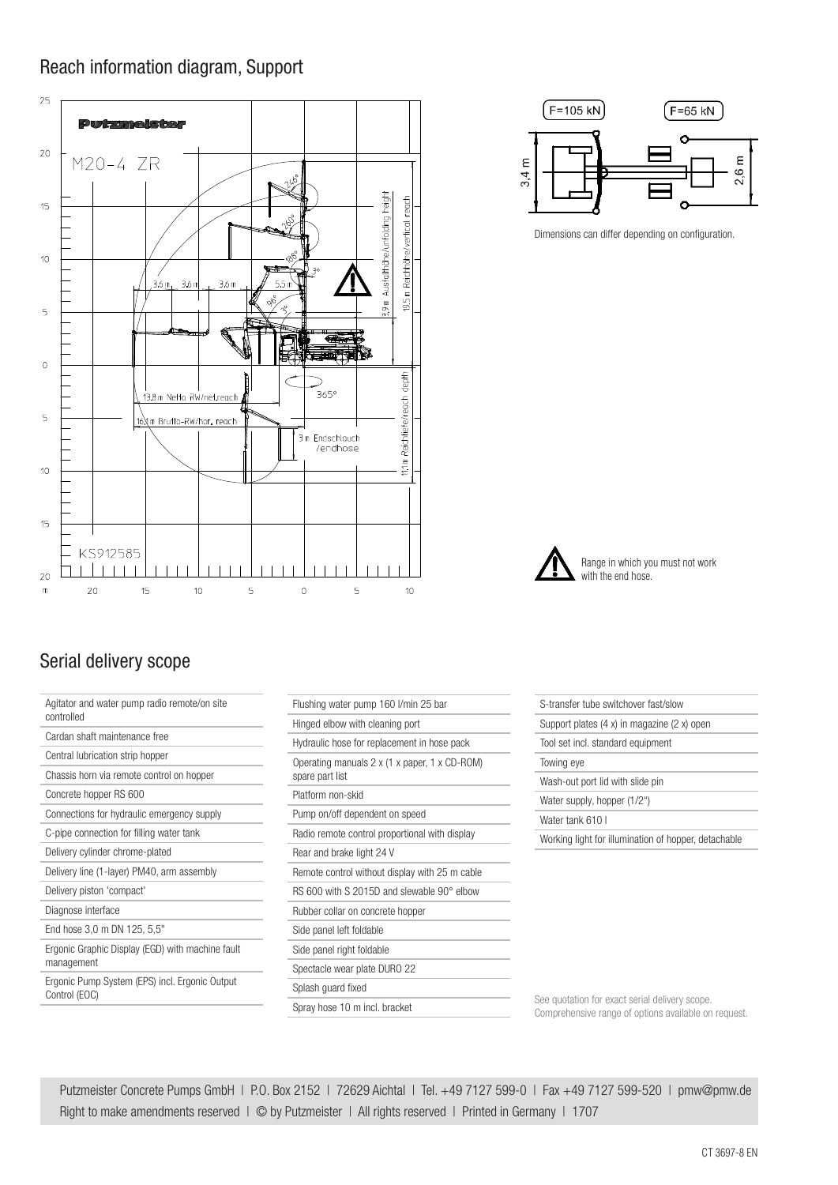## Reach information diagram, Support

Putzmeister

M20-4 ZR

3,6 m 3,6 m 3,6 m 5,5 m

246° 260° 186° 96° 3° 3°

13,9 m Ausfalthöhe/unfolding height

19,5 m Reichhöhe/vertical reach

365°

13,8 m Netto-RW/net reach

16,1 m Brutto-RW/hor. reach

3 m Endschlauch /endhose

11,1 m Reichtiefe/reach depth

KS912585

F=105 kN

F=65 kN

3,4 m

2,6 m

Dimensions can differ depending on configuration.

Range in which you must not work with the end hose.

## Serial delivery scope

- Agitator and water pump radio remote/on site controlled
- Cardan shaft maintenance free
- Central lubrication strip hopper
- Chassis horn via remote control on hopper
- Concrete hopper RS 600
- Connections for hydraulic emergency supply
- C-pipe connection for filling water tank
- Delivery cylinder chrome-plated
- Delivery line (1-layer) PM40, arm assembly
- Delivery piston 'compact'
- Diagnose interface
- End hose 3,0 m DN 125, 5,5"
- Ergonic Graphic Display (EGD) with machine fault management
- Ergonic Pump System (EPS) incl. Ergonic Output Control (EOC)
- Flushing water pump 160 l/min 25 bar
- Hinged elbow with cleaning port
- Hydraulic hose for replacement in hose pack
- Operating manuals 2 x (1 x paper, 1 x CD-ROM) spare part list
- Platform non-skid
- Pump on/off dependent on speed
- Radio remote control proportional with display
- Rear and brake light 24 V
- Remote control without display with 25 m cable
- RS 600 with S 2015D and slewable 90° elbow
- Rubber collar on concrete hopper
- Side panel left foldable
- Side panel right foldable
- Spectacle wear plate DURO 22
- Splash guard fixed
- Spray hose 10 m incl. bracket
- S-transfer tube switchover fast/slow
- Support plates (4 x) in magazine (2 x) open
- Tool set incl. standard equipment
- Towing eye
- Wash-out port lid with slide pin
- Water supply, hopper (1/2")
- Water tank 610 l
- Working light for illumination of hopper, detachable

See quotation for exact serial delivery scope.
Comprehensive range of options available on request.

Putzmeister Concrete Pumps GmbH | P.O. Box 2152 | 72629 Aichtal | Tel. +49 7127 599-0 | Fax +49 7127 599-520 | pmw@pmw.de
Right to make amendments reserved | © by Putzmeister | All rights reserved | Printed in Germany | 1707

CT 3697-8 EN